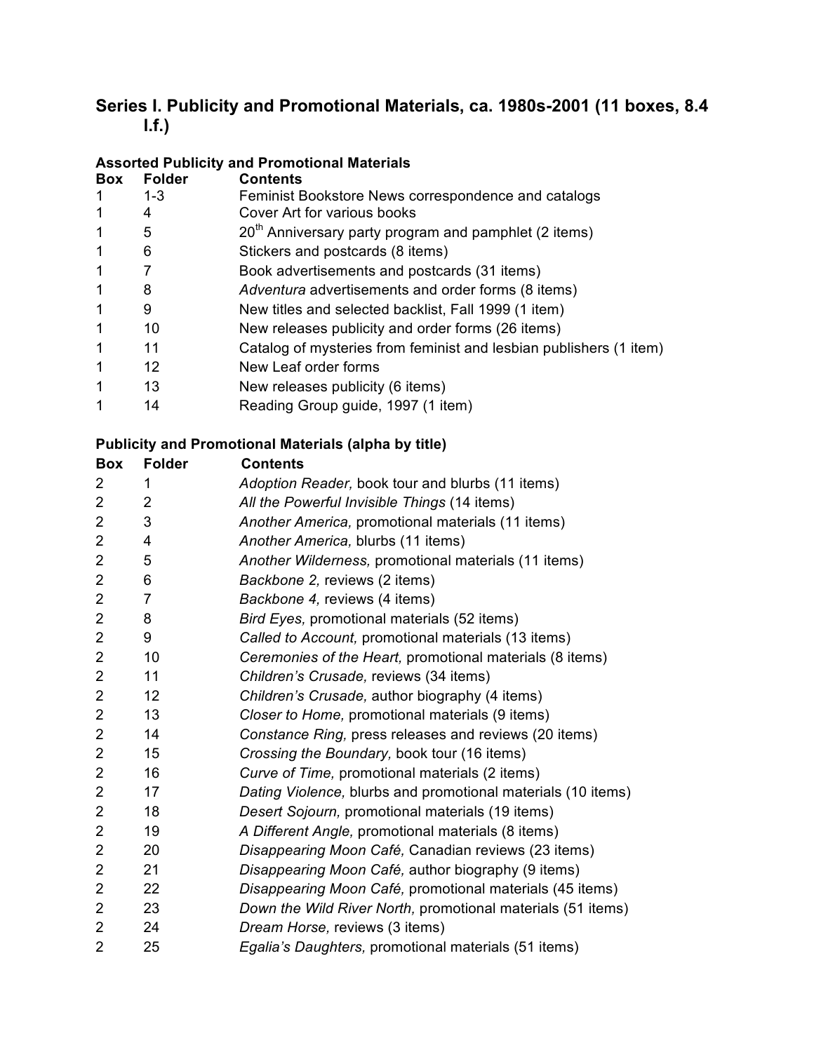## Series I. Publicity and Promotional Materials, ca. 1980s-2001 (11 boxes, 8.4 l.f.)

### Assorted Publicity and Promotional Materials

| Box | Folder | Contents |
|---|---|---|
| 1 | 1-3 | Feminist Bookstore News correspondence and catalogs |
| 1 | 4 | Cover Art for various books |
| 1 | 5 | 20th Anniversary party program and pamphlet (2 items) |
| 1 | 6 | Stickers and postcards (8 items) |
| 1 | 7 | Book advertisements and postcards (31 items) |
| 1 | 8 | *Adventura* advertisements and order forms (8 items) |
| 1 | 9 | New titles and selected backlist, Fall 1999 (1 item) |
| 1 | 10 | New releases publicity and order forms (26 items) |
| 1 | 11 | Catalog of mysteries from feminist and lesbian publishers (1 item) |
| 1 | 12 | New Leaf order forms |
| 1 | 13 | New releases publicity (6 items) |
| 1 | 14 | Reading Group guide, 1997 (1 item) |

### Publicity and Promotional Materials (alpha by title)

| Box | Folder | Contents |
|---|---|---|
| 2 | 1 | *Adoption Reader,* book tour and blurbs (11 items) |
| 2 | 2 | *All the Powerful Invisible Things* (14 items) |
| 2 | 3 | *Another America,* promotional materials (11 items) |
| 2 | 4 | *Another America,* blurbs (11 items) |
| 2 | 5 | *Another Wilderness,* promotional materials (11 items) |
| 2 | 6 | *Backbone 2,* reviews (2 items) |
| 2 | 7 | *Backbone 4,* reviews (4 items) |
| 2 | 8 | *Bird Eyes,* promotional materials (52 items) |
| 2 | 9 | *Called to Account,* promotional materials (13 items) |
| 2 | 10 | *Ceremonies of the Heart,* promotional materials (8 items) |
| 2 | 11 | *Children's Crusade,* reviews (34 items) |
| 2 | 12 | *Children's Crusade,* author biography (4 items) |
| 2 | 13 | *Closer to Home,* promotional materials (9 items) |
| 2 | 14 | *Constance Ring,* press releases and reviews (20 items) |
| 2 | 15 | *Crossing the Boundary,* book tour (16 items) |
| 2 | 16 | *Curve of Time,* promotional materials (2 items) |
| 2 | 17 | *Dating Violence,* blurbs and promotional materials (10 items) |
| 2 | 18 | *Desert Sojourn,* promotional materials (19 items) |
| 2 | 19 | *A Different Angle,* promotional materials (8 items) |
| 2 | 20 | *Disappearing Moon Café,* Canadian reviews (23 items) |
| 2 | 21 | *Disappearing Moon Café,* author biography (9 items) |
| 2 | 22 | *Disappearing Moon Café,* promotional materials (45 items) |
| 2 | 23 | *Down the Wild River North,* promotional materials (51 items) |
| 2 | 24 | *Dream Horse,* reviews (3 items) |
| 2 | 25 | *Egalia's Daughters,* promotional materials (51 items) |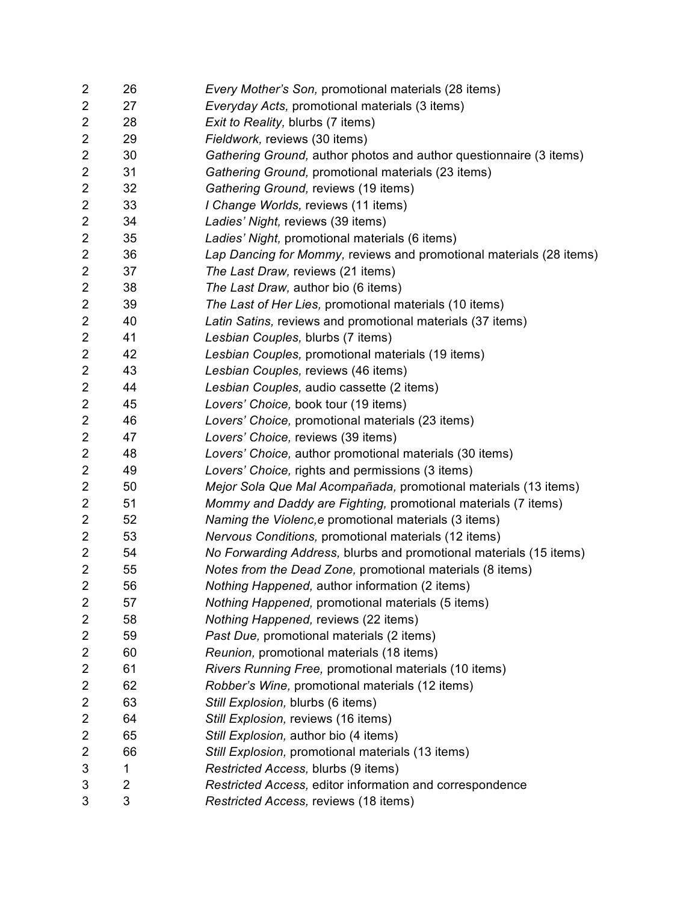| | | |
|---|---|---|
| 2 | 26 | *Every Mother's Son,* promotional materials (28 items) |
| 2 | 27 | *Everyday Acts,* promotional materials (3 items) |
| 2 | 28 | *Exit to Reality,* blurbs (7 items) |
| 2 | 29 | *Fieldwork,* reviews (30 items) |
| 2 | 30 | *Gathering Ground,* author photos and author questionnaire (3 items) |
| 2 | 31 | *Gathering Ground,* promotional materials (23 items) |
| 2 | 32 | *Gathering Ground,* reviews (19 items) |
| 2 | 33 | *I Change Worlds,* reviews (11 items) |
| 2 | 34 | *Ladies' Night,* reviews (39 items) |
| 2 | 35 | *Ladies' Night,* promotional materials (6 items) |
| 2 | 36 | *Lap Dancing for Mommy,* reviews and promotional materials (28 items) |
| 2 | 37 | *The Last Draw,* reviews (21 items) |
| 2 | 38 | *The Last Draw,* author bio (6 items) |
| 2 | 39 | *The Last of Her Lies,* promotional materials (10 items) |
| 2 | 40 | *Latin Satins,* reviews and promotional materials (37 items) |
| 2 | 41 | *Lesbian Couples,* blurbs (7 items) |
| 2 | 42 | *Lesbian Couples,* promotional materials (19 items) |
| 2 | 43 | *Lesbian Couples,* reviews (46 items) |
| 2 | 44 | *Lesbian Couples,* audio cassette (2 items) |
| 2 | 45 | *Lovers' Choice,* book tour (19 items) |
| 2 | 46 | *Lovers' Choice,* promotional materials (23 items) |
| 2 | 47 | *Lovers' Choice,* reviews (39 items) |
| 2 | 48 | *Lovers' Choice,* author promotional materials (30 items) |
| 2 | 49 | *Lovers' Choice,* rights and permissions (3 items) |
| 2 | 50 | *Mejor Sola Que Mal Acompañada,* promotional materials (13 items) |
| 2 | 51 | *Mommy and Daddy are Fighting,* promotional materials (7 items) |
| 2 | 52 | *Naming the Violenc,e* promotional materials (3 items) |
| 2 | 53 | *Nervous Conditions,* promotional materials (12 items) |
| 2 | 54 | *No Forwarding Address,* blurbs and promotional materials (15 items) |
| 2 | 55 | *Notes from the Dead Zone,* promotional materials (8 items) |
| 2 | 56 | *Nothing Happened,* author information (2 items) |
| 2 | 57 | *Nothing Happened,* promotional materials (5 items) |
| 2 | 58 | *Nothing Happened,* reviews (22 items) |
| 2 | 59 | *Past Due,* promotional materials (2 items) |
| 2 | 60 | *Reunion,* promotional materials (18 items) |
| 2 | 61 | *Rivers Running Free,* promotional materials (10 items) |
| 2 | 62 | *Robber's Wine,* promotional materials (12 items) |
| 2 | 63 | *Still Explosion,* blurbs (6 items) |
| 2 | 64 | *Still Explosion,* reviews (16 items) |
| 2 | 65 | *Still Explosion,* author bio (4 items) |
| 2 | 66 | *Still Explosion,* promotional materials (13 items) |
| 3 | 1 | *Restricted Access,* blurbs (9 items) |
| 3 | 2 | *Restricted Access,* editor information and correspondence |
| 3 | 3 | *Restricted Access,* reviews (18 items) |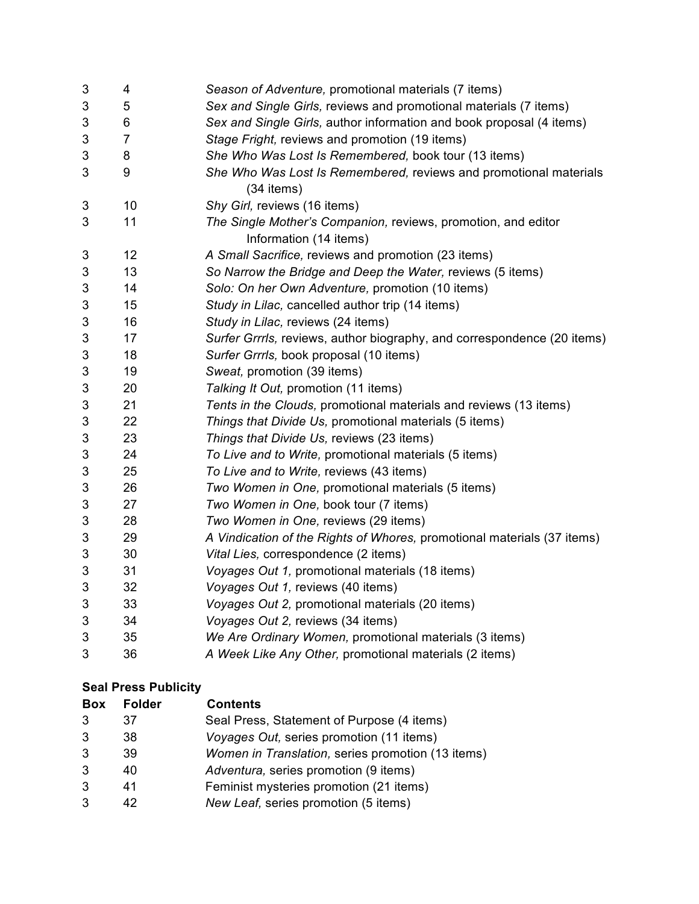| Box | Folder | Contents |
|---|---|---|
| 3 | 4 | *Season of Adventure,* promotional materials (7 items) |
| 3 | 5 | *Sex and Single Girls,* reviews and promotional materials (7 items) |
| 3 | 6 | *Sex and Single Girls,* author information and book proposal (4 items) |
| 3 | 7 | *Stage Fright,* reviews and promotion (19 items) |
| 3 | 8 | *She Who Was Lost Is Remembered,* book tour (13 items) |
| 3 | 9 | *She Who Was Lost Is Remembered,* reviews and promotional materials (34 items) |
| 3 | 10 | *Shy Girl,* reviews (16 items) |
| 3 | 11 | *The Single Mother's Companion,* reviews, promotion, and editor Information (14 items) |
| 3 | 12 | *A Small Sacrifice,* reviews and promotion (23 items) |
| 3 | 13 | *So Narrow the Bridge and Deep the Water,* reviews (5 items) |
| 3 | 14 | *Solo: On her Own Adventure,* promotion (10 items) |
| 3 | 15 | *Study in Lilac,* cancelled author trip (14 items) |
| 3 | 16 | *Study in Lilac,* reviews (24 items) |
| 3 | 17 | *Surfer Grrrls,* reviews, author biography, and correspondence (20 items) |
| 3 | 18 | *Surfer Grrrls,* book proposal (10 items) |
| 3 | 19 | *Sweat,* promotion (39 items) |
| 3 | 20 | *Talking It Out,* promotion (11 items) |
| 3 | 21 | *Tents in the Clouds,* promotional materials and reviews (13 items) |
| 3 | 22 | *Things that Divide Us,* promotional materials (5 items) |
| 3 | 23 | *Things that Divide Us,* reviews (23 items) |
| 3 | 24 | *To Live and to Write,* promotional materials (5 items) |
| 3 | 25 | *To Live and to Write,* reviews (43 items) |
| 3 | 26 | *Two Women in One,* promotional materials (5 items) |
| 3 | 27 | *Two Women in One,* book tour (7 items) |
| 3 | 28 | *Two Women in One,* reviews (29 items) |
| 3 | 29 | *A Vindication of the Rights of Whores,* promotional materials (37 items) |
| 3 | 30 | *Vital Lies,* correspondence (2 items) |
| 3 | 31 | *Voyages Out 1,* promotional materials (18 items) |
| 3 | 32 | *Voyages Out 1,* reviews (40 items) |
| 3 | 33 | *Voyages Out 2,* promotional materials (20 items) |
| 3 | 34 | *Voyages Out 2,* reviews (34 items) |
| 3 | 35 | *We Are Ordinary Women,* promotional materials (3 items) |
| 3 | 36 | *A Week Like Any Other,* promotional materials (2 items) |

**Seal Press Publicity**

| Box | Folder | Contents |
|---|---|---|
| 3 | 37 | Seal Press, Statement of Purpose (4 items) |
| 3 | 38 | *Voyages Out,* series promotion (11 items) |
| 3 | 39 | *Women in Translation,* series promotion (13 items) |
| 3 | 40 | *Adventura,* series promotion (9 items) |
| 3 | 41 | Feminist mysteries promotion (21 items) |
| 3 | 42 | *New Leaf,* series promotion (5 items) |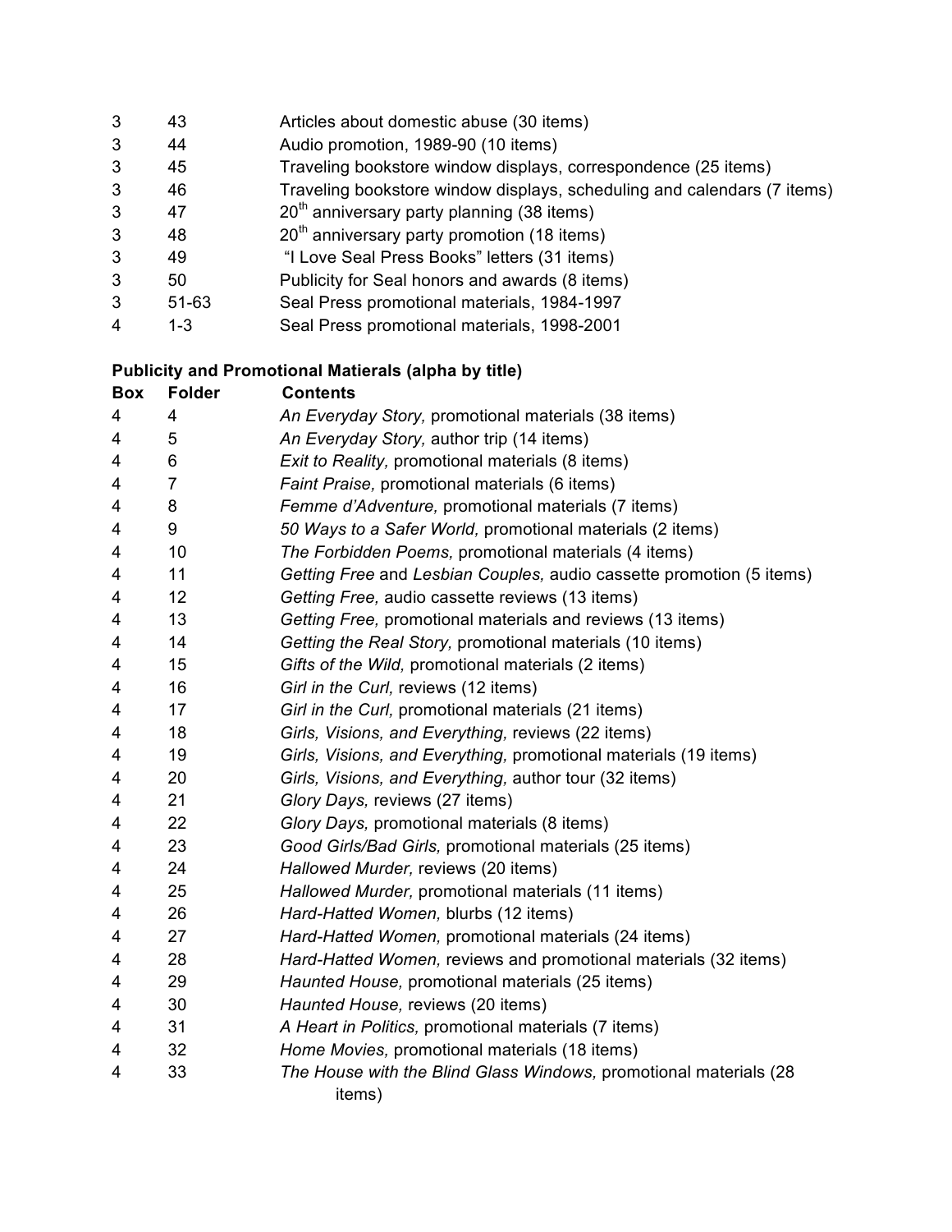| | | |
|---|---|---|
| 3 | 43 | Articles about domestic abuse (30 items) |
| 3 | 44 | Audio promotion, 1989-90 (10 items) |
| 3 | 45 | Traveling bookstore window displays, correspondence (25 items) |
| 3 | 46 | Traveling bookstore window displays, scheduling and calendars (7 items) |
| 3 | 47 | 20th anniversary party planning (38 items) |
| 3 | 48 | 20th anniversary party promotion (18 items) |
| 3 | 49 | "I Love Seal Press Books" letters (31 items) |
| 3 | 50 | Publicity for Seal honors and awards (8 items) |
| 3 | 51-63 | Seal Press promotional materials, 1984-1997 |
| 4 | 1-3 | Seal Press promotional materials, 1998-2001 |

**Publicity and Promotional Matierals (alpha by title)**

| Box | Folder | Contents |
|---|---|---|
| 4 | 4 | *An Everyday Story,* promotional materials (38 items) |
| 4 | 5 | *An Everyday Story,* author trip (14 items) |
| 4 | 6 | *Exit to Reality,* promotional materials (8 items) |
| 4 | 7 | *Faint Praise,* promotional materials (6 items) |
| 4 | 8 | *Femme d'Adventure,* promotional materials (7 items) |
| 4 | 9 | *50 Ways to a Safer World,* promotional materials (2 items) |
| 4 | 10 | *The Forbidden Poems,* promotional materials (4 items) |
| 4 | 11 | *Getting Free* and *Lesbian Couples,* audio cassette promotion (5 items) |
| 4 | 12 | *Getting Free,* audio cassette reviews (13 items) |
| 4 | 13 | *Getting Free,* promotional materials and reviews (13 items) |
| 4 | 14 | *Getting the Real Story,* promotional materials (10 items) |
| 4 | 15 | *Gifts of the Wild,* promotional materials (2 items) |
| 4 | 16 | *Girl in the Curl,* reviews (12 items) |
| 4 | 17 | *Girl in the Curl,* promotional materials (21 items) |
| 4 | 18 | *Girls, Visions, and Everything,* reviews (22 items) |
| 4 | 19 | *Girls, Visions, and Everything,* promotional materials (19 items) |
| 4 | 20 | *Girls, Visions, and Everything,* author tour (32 items) |
| 4 | 21 | *Glory Days,* reviews (27 items) |
| 4 | 22 | *Glory Days,* promotional materials (8 items) |
| 4 | 23 | *Good Girls/Bad Girls,* promotional materials (25 items) |
| 4 | 24 | *Hallowed Murder,* reviews (20 items) |
| 4 | 25 | *Hallowed Murder,* promotional materials (11 items) |
| 4 | 26 | *Hard-Hatted Women,* blurbs (12 items) |
| 4 | 27 | *Hard-Hatted Women,* promotional materials (24 items) |
| 4 | 28 | *Hard-Hatted Women,* reviews and promotional materials (32 items) |
| 4 | 29 | *Haunted House,* promotional materials (25 items) |
| 4 | 30 | *Haunted House,* reviews (20 items) |
| 4 | 31 | *A Heart in Politics,* promotional materials (7 items) |
| 4 | 32 | *Home Movies,* promotional materials (18 items) |
| 4 | 33 | *The House with the Blind Glass Windows,* promotional materials (28 items) |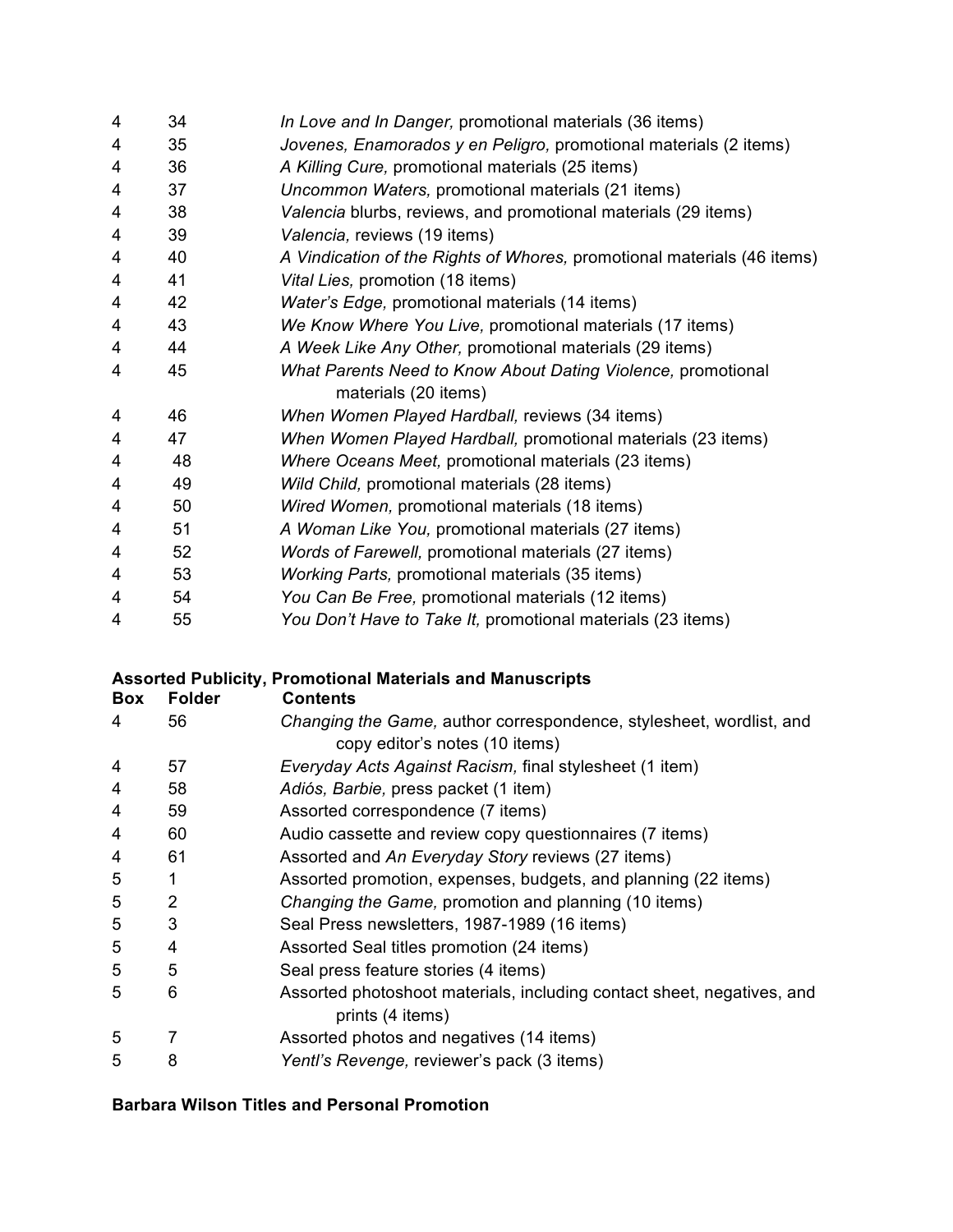| Box | Folder | Contents |
|---|---|---|
| 4 | 34 | *In Love and In Danger,* promotional materials (36 items) |
| 4 | 35 | *Jovenes, Enamorados y en Peligro,* promotional materials (2 items) |
| 4 | 36 | *A Killing Cure,* promotional materials (25 items) |
| 4 | 37 | *Uncommon Waters,* promotional materials (21 items) |
| 4 | 38 | *Valencia* blurbs, reviews, and promotional materials (29 items) |
| 4 | 39 | *Valencia,* reviews (19 items) |
| 4 | 40 | *A Vindication of the Rights of Whores,* promotional materials (46 items) |
| 4 | 41 | *Vital Lies,* promotion (18 items) |
| 4 | 42 | *Water's Edge,* promotional materials (14 items) |
| 4 | 43 | *We Know Where You Live,* promotional materials (17 items) |
| 4 | 44 | *A Week Like Any Other,* promotional materials (29 items) |
| 4 | 45 | *What Parents Need to Know About Dating Violence,* promotional materials (20 items) |
| 4 | 46 | *When Women Played Hardball,* reviews (34 items) |
| 4 | 47 | *When Women Played Hardball,* promotional materials (23 items) |
| 4 | 48 | *Where Oceans Meet,* promotional materials (23 items) |
| 4 | 49 | *Wild Child,* promotional materials (28 items) |
| 4 | 50 | *Wired Women,* promotional materials (18 items) |
| 4 | 51 | *A Woman Like You,* promotional materials (27 items) |
| 4 | 52 | *Words of Farewell,* promotional materials (27 items) |
| 4 | 53 | *Working Parts,* promotional materials (35 items) |
| 4 | 54 | *You Can Be Free,* promotional materials (12 items) |
| 4 | 55 | *You Don't Have to Take It,* promotional materials (23 items) |

**Assorted Publicity, Promotional Materials and Manuscripts**

| Box | Folder | Contents |
|---|---|---|
| 4 | 56 | *Changing the Game,* author correspondence, stylesheet, wordlist, and copy editor's notes (10 items) |
| 4 | 57 | *Everyday Acts Against Racism,* final stylesheet (1 item) |
| 4 | 58 | *Adiós, Barbie,* press packet (1 item) |
| 4 | 59 | Assorted correspondence (7 items) |
| 4 | 60 | Audio cassette and review copy questionnaires (7 items) |
| 4 | 61 | Assorted and *An Everyday Story* reviews (27 items) |
| 5 | 1 | Assorted promotion, expenses, budgets, and planning (22 items) |
| 5 | 2 | *Changing the Game,* promotion and planning (10 items) |
| 5 | 3 | Seal Press newsletters, 1987-1989 (16 items) |
| 5 | 4 | Assorted Seal titles promotion (24 items) |
| 5 | 5 | Seal press feature stories (4 items) |
| 5 | 6 | Assorted photoshoot materials, including contact sheet, negatives, and prints (4 items) |
| 5 | 7 | Assorted photos and negatives (14 items) |
| 5 | 8 | *Yentl's Revenge,* reviewer's pack (3 items) |

**Barbara Wilson Titles and Personal Promotion**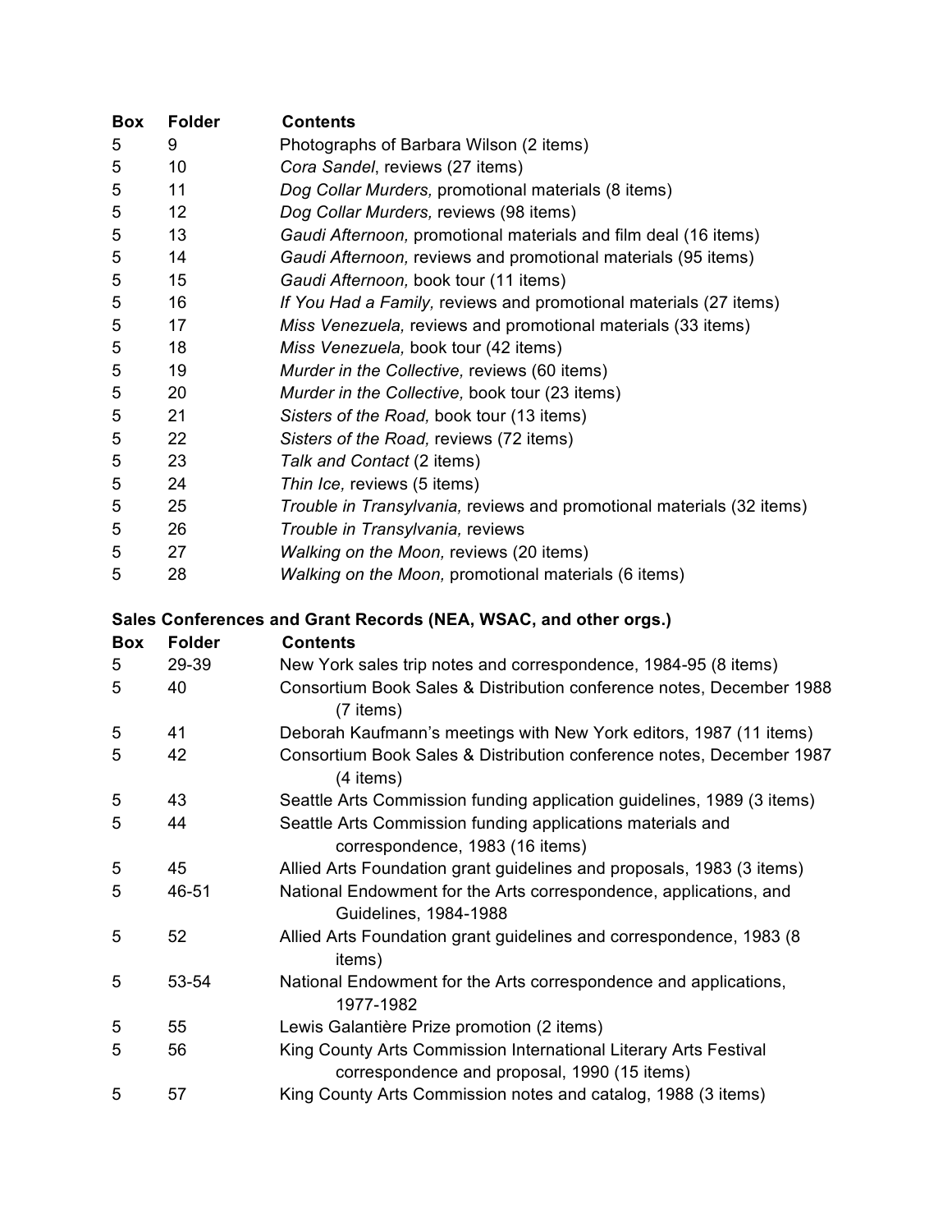| Box | Folder | Contents |
|---|---|---|
| 5 | 9 | Photographs of Barbara Wilson (2 items) |
| 5 | 10 | *Cora Sandel*, reviews (27 items) |
| 5 | 11 | *Dog Collar Murders,* promotional materials (8 items) |
| 5 | 12 | *Dog Collar Murders,* reviews (98 items) |
| 5 | 13 | *Gaudi Afternoon,* promotional materials and film deal (16 items) |
| 5 | 14 | *Gaudi Afternoon,* reviews and promotional materials (95 items) |
| 5 | 15 | *Gaudi Afternoon,* book tour (11 items) |
| 5 | 16 | *If You Had a Family,* reviews and promotional materials (27 items) |
| 5 | 17 | *Miss Venezuela,* reviews and promotional materials (33 items) |
| 5 | 18 | *Miss Venezuela,* book tour (42 items) |
| 5 | 19 | *Murder in the Collective,* reviews (60 items) |
| 5 | 20 | *Murder in the Collective,* book tour (23 items) |
| 5 | 21 | *Sisters of the Road,* book tour (13 items) |
| 5 | 22 | *Sisters of the Road,* reviews (72 items) |
| 5 | 23 | *Talk and Contact* (2 items) |
| 5 | 24 | *Thin Ice,* reviews (5 items) |
| 5 | 25 | *Trouble in Transylvania,* reviews and promotional materials (32 items) |
| 5 | 26 | *Trouble in Transylvania,* reviews |
| 5 | 27 | *Walking on the Moon,* reviews (20 items) |
| 5 | 28 | *Walking on the Moon,* promotional materials (6 items) |

**Sales Conferences and Grant Records (NEA, WSAC, and other orgs.)**

| Box | Folder | Contents |
|---|---|---|
| 5 | 29-39 | New York sales trip notes and correspondence, 1984-95 (8 items) |
| 5 | 40 | Consortium Book Sales & Distribution conference notes, December 1988 (7 items) |
| 5 | 41 | Deborah Kaufmann's meetings with New York editors, 1987 (11 items) |
| 5 | 42 | Consortium Book Sales & Distribution conference notes, December 1987 (4 items) |
| 5 | 43 | Seattle Arts Commission funding application guidelines, 1989 (3 items) |
| 5 | 44 | Seattle Arts Commission funding applications materials and correspondence, 1983 (16 items) |
| 5 | 45 | Allied Arts Foundation grant guidelines and proposals, 1983 (3 items) |
| 5 | 46-51 | National Endowment for the Arts correspondence, applications, and Guidelines, 1984-1988 |
| 5 | 52 | Allied Arts Foundation grant guidelines and correspondence, 1983 (8 items) |
| 5 | 53-54 | National Endowment for the Arts correspondence and applications, 1977-1982 |
| 5 | 55 | Lewis Galantière Prize promotion (2 items) |
| 5 | 56 | King County Arts Commission International Literary Arts Festival correspondence and proposal, 1990 (15 items) |
| 5 | 57 | King County Arts Commission notes and catalog, 1988 (3 items) |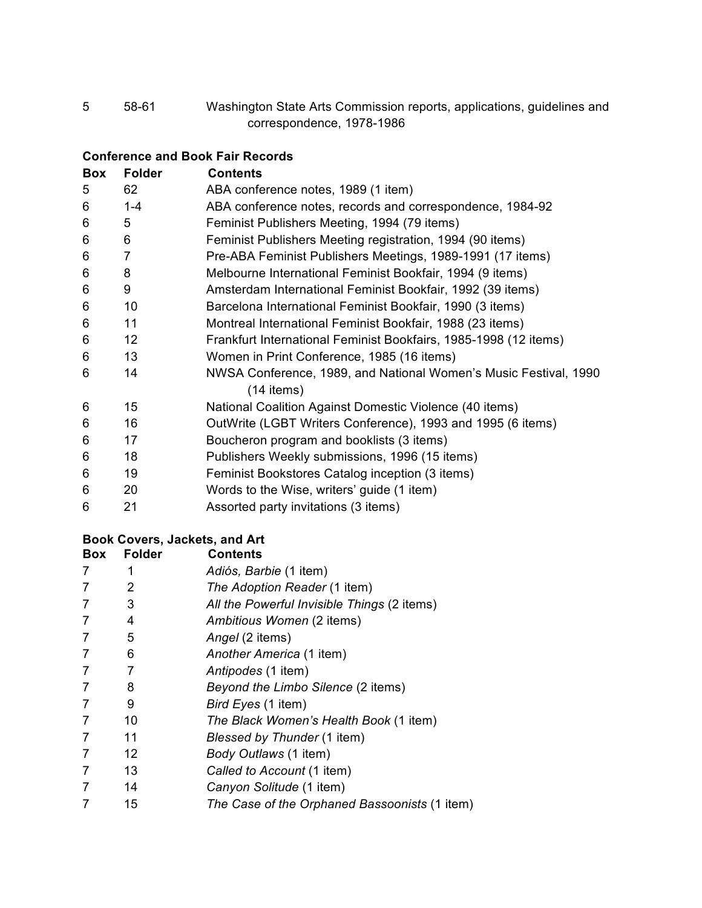| | | |
|---|---|---|
| 5 | 58-61 | Washington State Arts Commission reports, applications, guidelines and correspondence, 1978-1986 |

**Conference and Book Fair Records**

| Box | Folder | Contents |
|---|---|---|
| 5 | 62 | ABA conference notes, 1989 (1 item) |
| 6 | 1-4 | ABA conference notes, records and correspondence, 1984-92 |
| 6 | 5 | Feminist Publishers Meeting, 1994 (79 items) |
| 6 | 6 | Feminist Publishers Meeting registration, 1994 (90 items) |
| 6 | 7 | Pre-ABA Feminist Publishers Meetings, 1989-1991 (17 items) |
| 6 | 8 | Melbourne International Feminist Bookfair, 1994 (9 items) |
| 6 | 9 | Amsterdam International Feminist Bookfair, 1992 (39 items) |
| 6 | 10 | Barcelona International Feminist Bookfair, 1990 (3 items) |
| 6 | 11 | Montreal International Feminist Bookfair, 1988 (23 items) |
| 6 | 12 | Frankfurt International Feminist Bookfairs, 1985-1998 (12 items) |
| 6 | 13 | Women in Print Conference, 1985 (16 items) |
| 6 | 14 | NWSA Conference, 1989, and National Women's Music Festival, 1990 (14 items) |
| 6 | 15 | National Coalition Against Domestic Violence (40 items) |
| 6 | 16 | OutWrite (LGBT Writers Conference), 1993 and 1995 (6 items) |
| 6 | 17 | Boucheron program and booklists (3 items) |
| 6 | 18 | Publishers Weekly submissions, 1996 (15 items) |
| 6 | 19 | Feminist Bookstores Catalog inception (3 items) |
| 6 | 20 | Words to the Wise, writers' guide (1 item) |
| 6 | 21 | Assorted party invitations (3 items) |

**Book Covers, Jackets, and Art**

| Box | Folder | Contents |
|---|---|---|
| 7 | 1 | *Adiós, Barbie* (1 item) |
| 7 | 2 | *The Adoption Reader* (1 item) |
| 7 | 3 | *All the Powerful Invisible Things* (2 items) |
| 7 | 4 | *Ambitious Women* (2 items) |
| 7 | 5 | *Angel* (2 items) |
| 7 | 6 | *Another America* (1 item) |
| 7 | 7 | *Antipodes* (1 item) |
| 7 | 8 | *Beyond the Limbo Silence* (2 items) |
| 7 | 9 | *Bird Eyes* (1 item) |
| 7 | 10 | *The Black Women's Health Book* (1 item) |
| 7 | 11 | *Blessed by Thunder* (1 item) |
| 7 | 12 | *Body Outlaws* (1 item) |
| 7 | 13 | *Called to Account* (1 item) |
| 7 | 14 | *Canyon Solitude* (1 item) |
| 7 | 15 | *The Case of the Orphaned Bassoonists* (1 item) |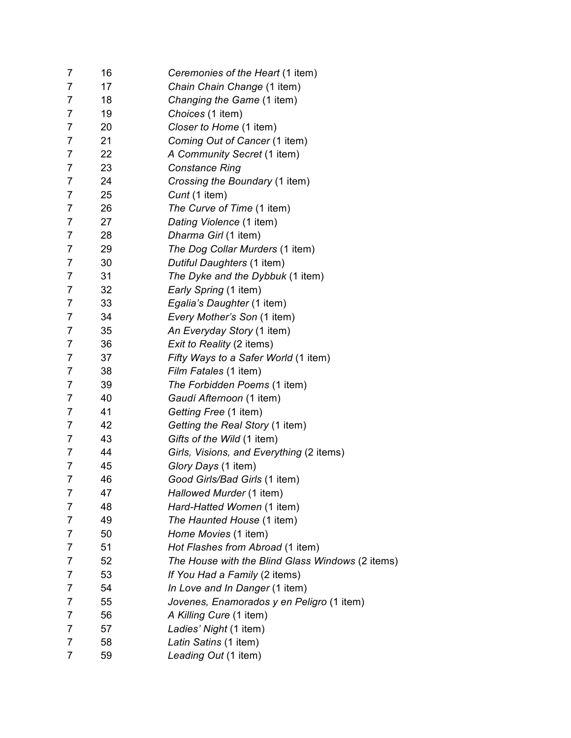| | | |
|---|---|---|
| 7 | 16 | *Ceremonies of the Heart* (1 item) |
| 7 | 17 | *Chain Chain Change* (1 item) |
| 7 | 18 | *Changing the Game* (1 item) |
| 7 | 19 | *Choices* (1 item) |
| 7 | 20 | *Closer to Home* (1 item) |
| 7 | 21 | *Coming Out of Cancer* (1 item) |
| 7 | 22 | *A Community Secret* (1 item) |
| 7 | 23 | *Constance Ring* |
| 7 | 24 | *Crossing the Boundary* (1 item) |
| 7 | 25 | *Cunt* (1 item) |
| 7 | 26 | *The Curve of Time* (1 item) |
| 7 | 27 | *Dating Violence* (1 item) |
| 7 | 28 | *Dharma Girl* (1 item) |
| 7 | 29 | *The Dog Collar Murders* (1 item) |
| 7 | 30 | *Dutiful Daughters* (1 item) |
| 7 | 31 | *The Dyke and the Dybbuk* (1 item) |
| 7 | 32 | *Early Spring* (1 item) |
| 7 | 33 | *Egalia's Daughter* (1 item) |
| 7 | 34 | *Every Mother's Son* (1 item) |
| 7 | 35 | *An Everyday Story* (1 item) |
| 7 | 36 | *Exit to Reality* (2 items) |
| 7 | 37 | *Fifty Ways to a Safer World* (1 item) |
| 7 | 38 | *Film Fatales* (1 item) |
| 7 | 39 | *The Forbidden Poems* (1 item) |
| 7 | 40 | *Gaudí Afternoon* (1 item) |
| 7 | 41 | *Getting Free* (1 item) |
| 7 | 42 | *Getting the Real Story* (1 item) |
| 7 | 43 | *Gifts of the Wild* (1 item) |
| 7 | 44 | *Girls, Visions, and Everything* (2 items) |
| 7 | 45 | *Glory Days* (1 item) |
| 7 | 46 | *Good Girls/Bad Girls* (1 item) |
| 7 | 47 | *Hallowed Murder* (1 item) |
| 7 | 48 | *Hard-Hatted Women* (1 item) |
| 7 | 49 | *The Haunted House* (1 item) |
| 7 | 50 | *Home Movies* (1 item) |
| 7 | 51 | *Hot Flashes from Abroad* (1 item) |
| 7 | 52 | *The House with the Blind Glass Windows* (2 items) |
| 7 | 53 | *If You Had a Family* (2 items) |
| 7 | 54 | *In Love and In Danger* (1 item) |
| 7 | 55 | *Jovenes, Enamorados y en Peligro* (1 item) |
| 7 | 56 | *A Killing Cure* (1 item) |
| 7 | 57 | *Ladies' Night* (1 item) |
| 7 | 58 | *Latin Satins* (1 item) |
| 7 | 59 | *Leading Out* (1 item) |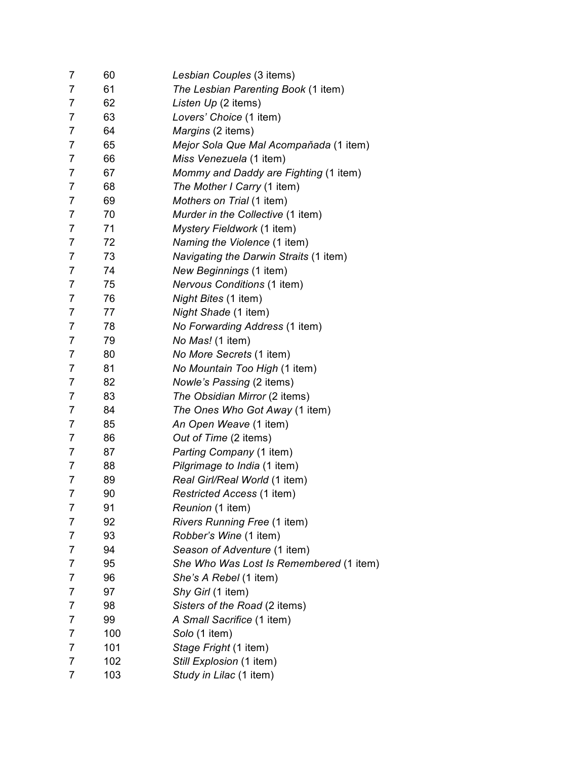| | | |
|---|---|---|
| 7 | 60 | *Lesbian Couples* (3 items) |
| 7 | 61 | *The Lesbian Parenting Book* (1 item) |
| 7 | 62 | *Listen Up* (2 items) |
| 7 | 63 | *Lovers' Choice* (1 item) |
| 7 | 64 | *Margins* (2 items) |
| 7 | 65 | *Mejor Sola Que Mal Acompańada* (1 item) |
| 7 | 66 | *Miss Venezuela* (1 item) |
| 7 | 67 | *Mommy and Daddy are Fighting* (1 item) |
| 7 | 68 | *The Mother I Carry* (1 item) |
| 7 | 69 | *Mothers on Trial* (1 item) |
| 7 | 70 | *Murder in the Collective* (1 item) |
| 7 | 71 | *Mystery Fieldwork* (1 item) |
| 7 | 72 | *Naming the Violence* (1 item) |
| 7 | 73 | *Navigating the Darwin Straits* (1 item) |
| 7 | 74 | *New Beginnings* (1 item) |
| 7 | 75 | *Nervous Conditions* (1 item) |
| 7 | 76 | *Night Bites* (1 item) |
| 7 | 77 | *Night Shade* (1 item) |
| 7 | 78 | *No Forwarding Address* (1 item) |
| 7 | 79 | *No Mas!* (1 item) |
| 7 | 80 | *No More Secrets* (1 item) |
| 7 | 81 | *No Mountain Too High* (1 item) |
| 7 | 82 | *Nowle's Passing* (2 items) |
| 7 | 83 | *The Obsidian Mirror* (2 items) |
| 7 | 84 | *The Ones Who Got Away* (1 item) |
| 7 | 85 | *An Open Weave* (1 item) |
| 7 | 86 | *Out of Time* (2 items) |
| 7 | 87 | *Parting Company* (1 item) |
| 7 | 88 | *Pilgrimage to India* (1 item) |
| 7 | 89 | *Real Girl/Real World* (1 item) |
| 7 | 90 | *Restricted Access* (1 item) |
| 7 | 91 | *Reunion* (1 item) |
| 7 | 92 | *Rivers Running Free* (1 item) |
| 7 | 93 | *Robber's Wine* (1 item) |
| 7 | 94 | *Season of Adventure* (1 item) |
| 7 | 95 | *She Who Was Lost Is Remembered* (1 item) |
| 7 | 96 | *She's A Rebel* (1 item) |
| 7 | 97 | *Shy Girl* (1 item) |
| 7 | 98 | *Sisters of the Road* (2 items) |
| 7 | 99 | *A Small Sacrifice* (1 item) |
| 7 | 100 | *Solo* (1 item) |
| 7 | 101 | *Stage Fright* (1 item) |
| 7 | 102 | *Still Explosion* (1 item) |
| 7 | 103 | *Study in Lilac* (1 item) |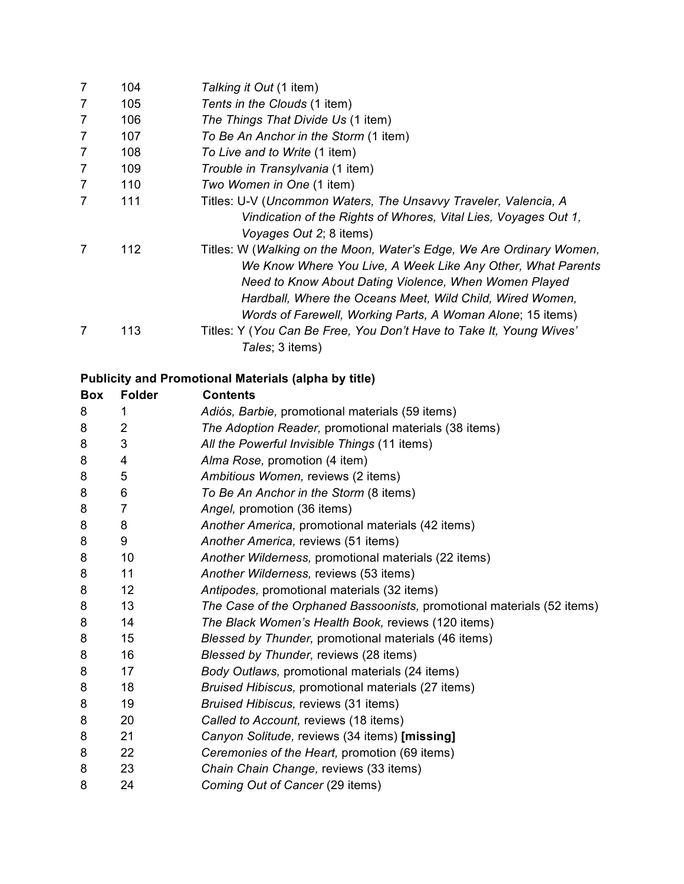| | | |
|---|---|---|
| 7 | 104 | *Talking it Out* (1 item) |
| 7 | 105 | *Tents in the Clouds* (1 item) |
| 7 | 106 | *The Things That Divide Us* (1 item) |
| 7 | 107 | *To Be An Anchor in the Storm* (1 item) |
| 7 | 108 | *To Live and to Write* (1 item) |
| 7 | 109 | *Trouble in Transylvania* (1 item) |
| 7 | 110 | *Two Women in One* (1 item) |
| 7 | 111 | Titles: U-V (*Uncommon Waters, The Unsavvy Traveler, Valencia, A Vindication of the Rights of Whores, Vital Lies, Voyages Out 1, Voyages Out 2*; 8 items) |
| 7 | 112 | Titles: W (*Walking on the Moon, Water's Edge, We Are Ordinary Women, We Know Where You Live, A Week Like Any Other, What Parents Need to Know About Dating Violence, When Women Played Hardball, Where the Oceans Meet, Wild Child, Wired Women, Words of Farewell, Working Parts, A Woman Alone*; 15 items) |
| 7 | 113 | Titles: Y (*You Can Be Free, You Don't Have to Take It, Young Wives' Tales*; 3 items) |

**Publicity and Promotional Materials (alpha by title)**

| Box | Folder | Contents |
|---|---|---|
| 8 | 1 | *Adiós, Barbie,* promotional materials (59 items) |
| 8 | 2 | *The Adoption Reader,* promotional materials (38 items) |
| 8 | 3 | *All the Powerful Invisible Things* (11 items) |
| 8 | 4 | *Alma Rose,* promotion (4 item) |
| 8 | 5 | *Ambitious Women,* reviews (2 items) |
| 8 | 6 | *To Be An Anchor in the Storm* (8 items) |
| 8 | 7 | *Angel,* promotion (36 items) |
| 8 | 8 | *Another America,* promotional materials (42 items) |
| 8 | 9 | *Another America,* reviews (51 items) |
| 8 | 10 | *Another Wilderness,* promotional materials (22 items) |
| 8 | 11 | *Another Wilderness,* reviews (53 items) |
| 8 | 12 | *Antipodes,* promotional materials (32 items) |
| 8 | 13 | *The Case of the Orphaned Bassoonists,* promotional materials (52 items) |
| 8 | 14 | *The Black Women's Health Book,* reviews (120 items) |
| 8 | 15 | *Blessed by Thunder,* promotional materials (46 items) |
| 8 | 16 | *Blessed by Thunder,* reviews (28 items) |
| 8 | 17 | *Body Outlaws,* promotional materials (24 items) |
| 8 | 18 | *Bruised Hibiscus,* promotional materials (27 items) |
| 8 | 19 | *Bruised Hibiscus,* reviews (31 items) |
| 8 | 20 | *Called to Account,* reviews (18 items) |
| 8 | 21 | *Canyon Solitude,* reviews (34 items) **[missing]** |
| 8 | 22 | *Ceremonies of the Heart,* promotion (69 items) |
| 8 | 23 | *Chain Chain Change,* reviews (33 items) |
| 8 | 24 | *Coming Out of Cancer* (29 items) |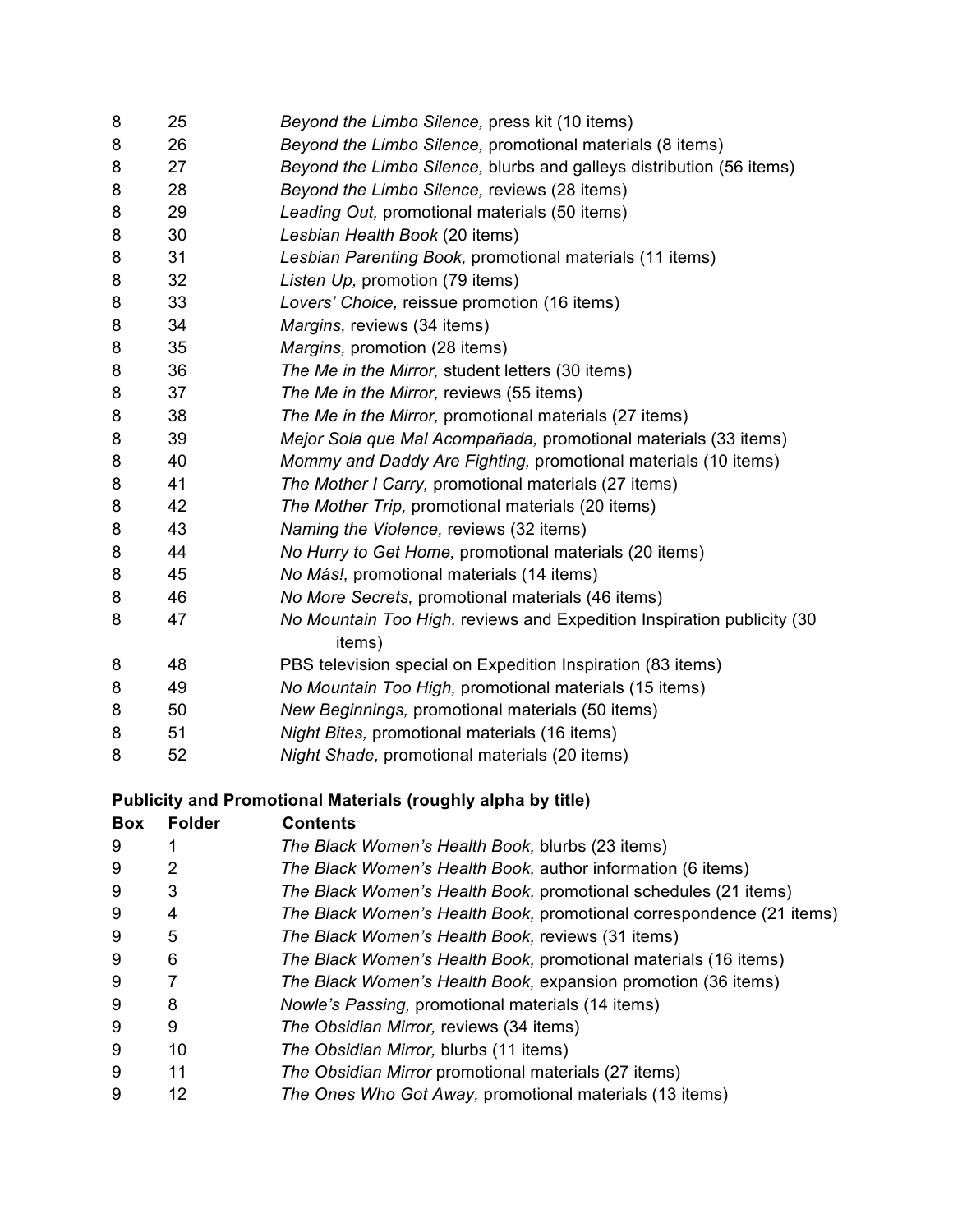| | | |
|---|---|---|
| 8 | 25 | *Beyond the Limbo Silence,* press kit (10 items) |
| 8 | 26 | *Beyond the Limbo Silence,* promotional materials (8 items) |
| 8 | 27 | *Beyond the Limbo Silence,* blurbs and galleys distribution (56 items) |
| 8 | 28 | *Beyond the Limbo Silence,* reviews (28 items) |
| 8 | 29 | *Leading Out,* promotional materials (50 items) |
| 8 | 30 | *Lesbian Health Book* (20 items) |
| 8 | 31 | *Lesbian Parenting Book,* promotional materials (11 items) |
| 8 | 32 | *Listen Up,* promotion (79 items) |
| 8 | 33 | *Lovers' Choice,* reissue promotion (16 items) |
| 8 | 34 | *Margins,* reviews (34 items) |
| 8 | 35 | *Margins,* promotion (28 items) |
| 8 | 36 | *The Me in the Mirror,* student letters (30 items) |
| 8 | 37 | *The Me in the Mirror,* reviews (55 items) |
| 8 | 38 | *The Me in the Mirror,* promotional materials (27 items) |
| 8 | 39 | *Mejor Sola que Mal Acompañada,* promotional materials (33 items) |
| 8 | 40 | *Mommy and Daddy Are Fighting,* promotional materials (10 items) |
| 8 | 41 | *The Mother I Carry,* promotional materials (27 items) |
| 8 | 42 | *The Mother Trip,* promotional materials (20 items) |
| 8 | 43 | *Naming the Violence,* reviews (32 items) |
| 8 | 44 | *No Hurry to Get Home,* promotional materials (20 items) |
| 8 | 45 | *No Más!,* promotional materials (14 items) |
| 8 | 46 | *No More Secrets,* promotional materials (46 items) |
| 8 | 47 | *No Mountain Too High,* reviews and Expedition Inspiration publicity (30 items) |
| 8 | 48 | PBS television special on Expedition Inspiration (83 items) |
| 8 | 49 | *No Mountain Too High,* promotional materials (15 items) |
| 8 | 50 | *New Beginnings,* promotional materials (50 items) |
| 8 | 51 | *Night Bites,* promotional materials (16 items) |
| 8 | 52 | *Night Shade,* promotional materials (20 items) |

**Publicity and Promotional Materials (roughly alpha by title)**

| Box | Folder | Contents |
|---|---|---|
| 9 | 1 | *The Black Women's Health Book,* blurbs (23 items) |
| 9 | 2 | *The Black Women's Health Book,* author information (6 items) |
| 9 | 3 | *The Black Women's Health Book,* promotional schedules (21 items) |
| 9 | 4 | *The Black Women's Health Book,* promotional correspondence (21 items) |
| 9 | 5 | *The Black Women's Health Book,* reviews (31 items) |
| 9 | 6 | *The Black Women's Health Book,* promotional materials (16 items) |
| 9 | 7 | *The Black Women's Health Book,* expansion promotion (36 items) |
| 9 | 8 | *Nowle's Passing,* promotional materials (14 items) |
| 9 | 9 | *The Obsidian Mirror,* reviews (34 items) |
| 9 | 10 | *The Obsidian Mirror,* blurbs (11 items) |
| 9 | 11 | *The Obsidian Mirror* promotional materials (27 items) |
| 9 | 12 | *The Ones Who Got Away,* promotional materials (13 items) |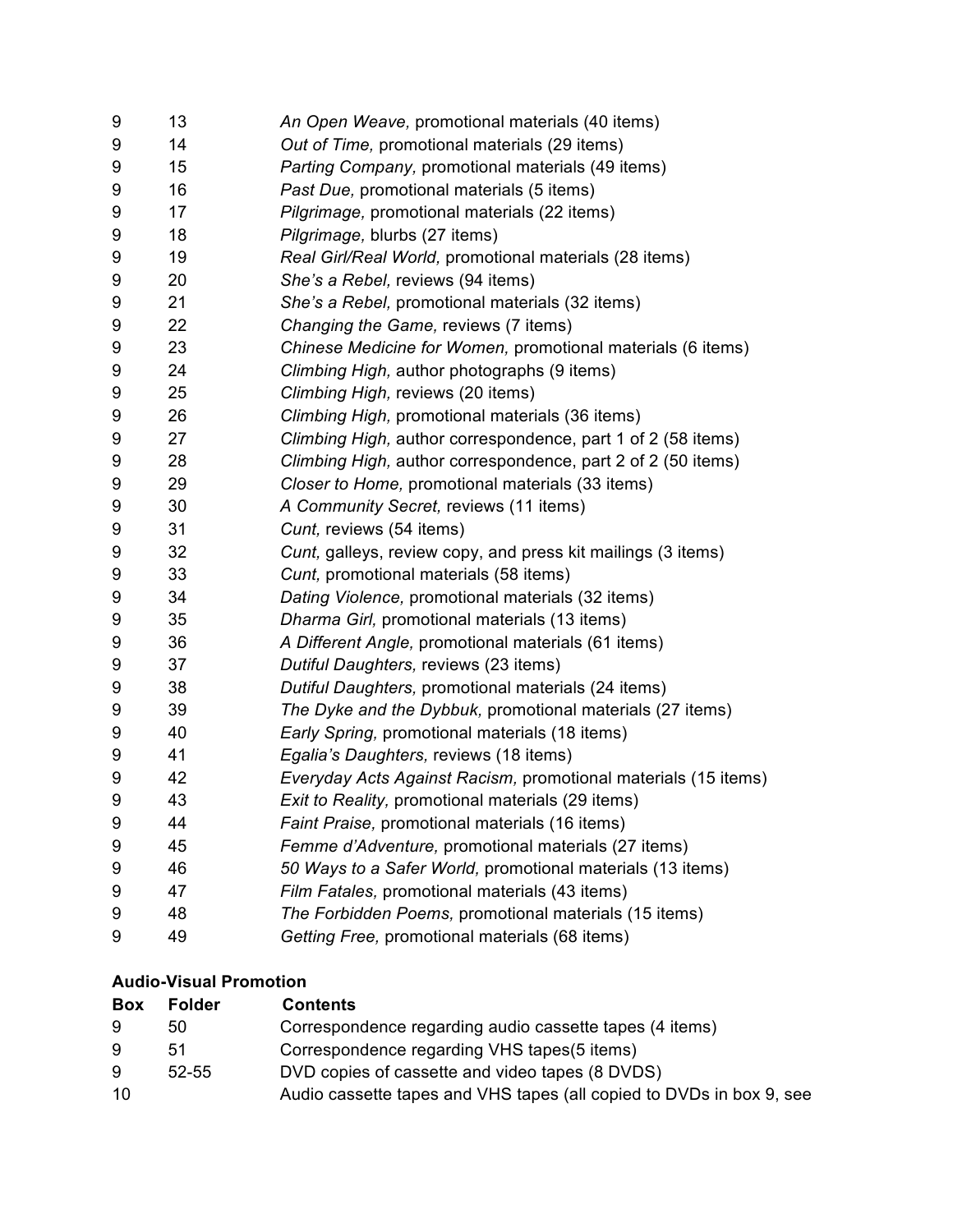| | | |
|---|---|---|
| 9 | 13 | *An Open Weave,* promotional materials (40 items) |
| 9 | 14 | *Out of Time,* promotional materials (29 items) |
| 9 | 15 | *Parting Company,* promotional materials (49 items) |
| 9 | 16 | *Past Due,* promotional materials (5 items) |
| 9 | 17 | *Pilgrimage,* promotional materials (22 items) |
| 9 | 18 | *Pilgrimage,* blurbs (27 items) |
| 9 | 19 | *Real Girl/Real World,* promotional materials (28 items) |
| 9 | 20 | *She's a Rebel,* reviews (94 items) |
| 9 | 21 | *She's a Rebel,* promotional materials (32 items) |
| 9 | 22 | *Changing the Game,* reviews (7 items) |
| 9 | 23 | *Chinese Medicine for Women,* promotional materials (6 items) |
| 9 | 24 | *Climbing High,* author photographs (9 items) |
| 9 | 25 | *Climbing High,* reviews (20 items) |
| 9 | 26 | *Climbing High,* promotional materials (36 items) |
| 9 | 27 | *Climbing High,* author correspondence, part 1 of 2 (58 items) |
| 9 | 28 | *Climbing High,* author correspondence, part 2 of 2 (50 items) |
| 9 | 29 | *Closer to Home,* promotional materials (33 items) |
| 9 | 30 | *A Community Secret,* reviews (11 items) |
| 9 | 31 | *Cunt,* reviews (54 items) |
| 9 | 32 | *Cunt,* galleys, review copy, and press kit mailings (3 items) |
| 9 | 33 | *Cunt,* promotional materials (58 items) |
| 9 | 34 | *Dating Violence,* promotional materials (32 items) |
| 9 | 35 | *Dharma Girl,* promotional materials (13 items) |
| 9 | 36 | *A Different Angle,* promotional materials (61 items) |
| 9 | 37 | *Dutiful Daughters,* reviews (23 items) |
| 9 | 38 | *Dutiful Daughters,* promotional materials (24 items) |
| 9 | 39 | *The Dyke and the Dybbuk,* promotional materials (27 items) |
| 9 | 40 | *Early Spring,* promotional materials (18 items) |
| 9 | 41 | *Egalia's Daughters,* reviews (18 items) |
| 9 | 42 | *Everyday Acts Against Racism,* promotional materials (15 items) |
| 9 | 43 | *Exit to Reality,* promotional materials (29 items) |
| 9 | 44 | *Faint Praise,* promotional materials (16 items) |
| 9 | 45 | *Femme d'Adventure,* promotional materials (27 items) |
| 9 | 46 | *50 Ways to a Safer World,* promotional materials (13 items) |
| 9 | 47 | *Film Fatales,* promotional materials (43 items) |
| 9 | 48 | *The Forbidden Poems,* promotional materials (15 items) |
| 9 | 49 | *Getting Free,* promotional materials (68 items) |

**Audio-Visual Promotion**

| Box | Folder | Contents |
|---|---|---|
| 9 | 50 | Correspondence regarding audio cassette tapes (4 items) |
| 9 | 51 | Correspondence regarding VHS tapes(5 items) |
| 9 | 52-55 | DVD copies of cassette and video tapes (8 DVDS) |
| 10 | | Audio cassette tapes and VHS tapes (all copied to DVDs in box 9, see |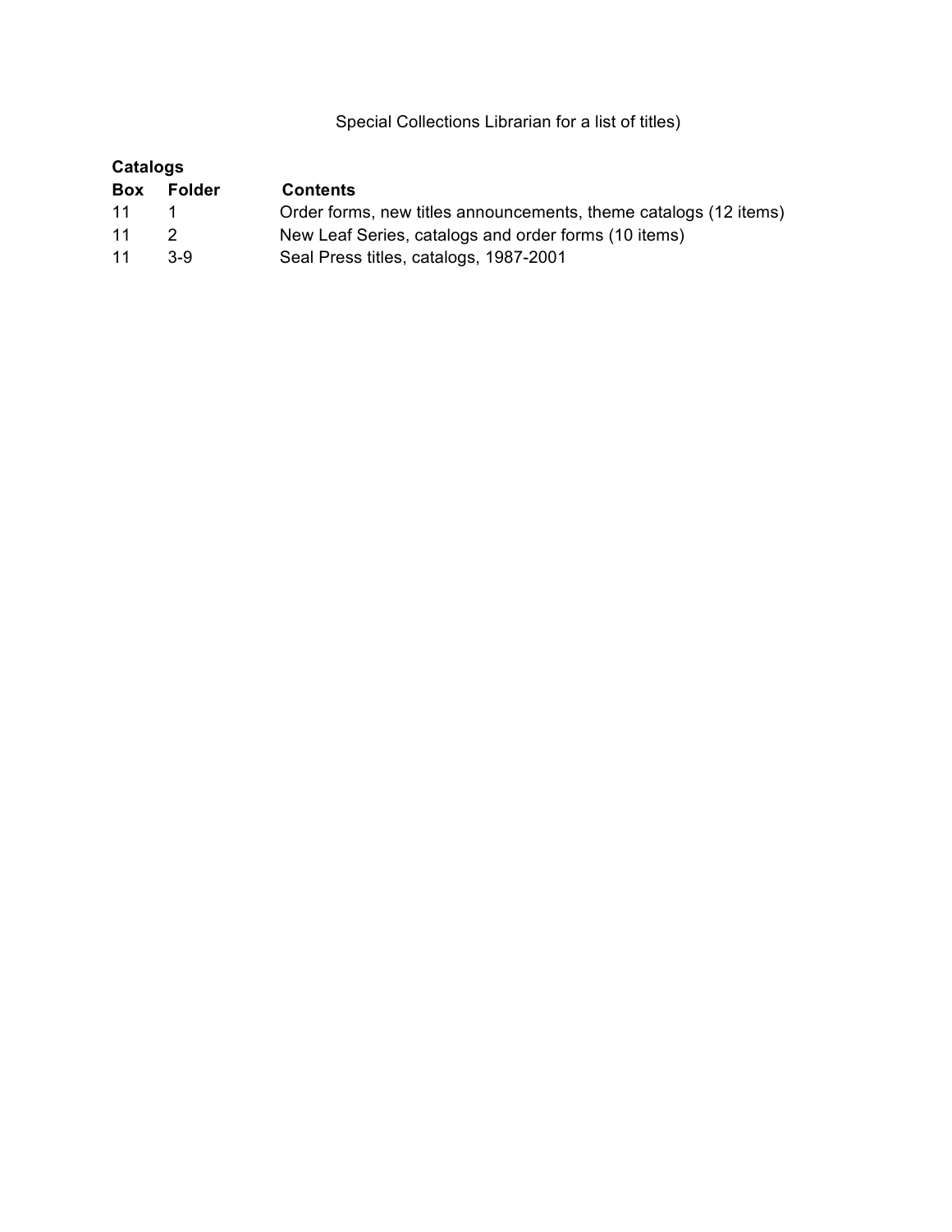Special Collections Librarian for a list of titles)

**Catalogs**

| **Box** | **Folder** | **Contents** |
| --- | --- | --- |
| 11 | 1 | Order forms, new titles announcements, theme catalogs (12 items) |
| 11 | 2 | New Leaf Series, catalogs and order forms (10 items) |
| 11 | 3-9 | Seal Press titles, catalogs, 1987-2001 |